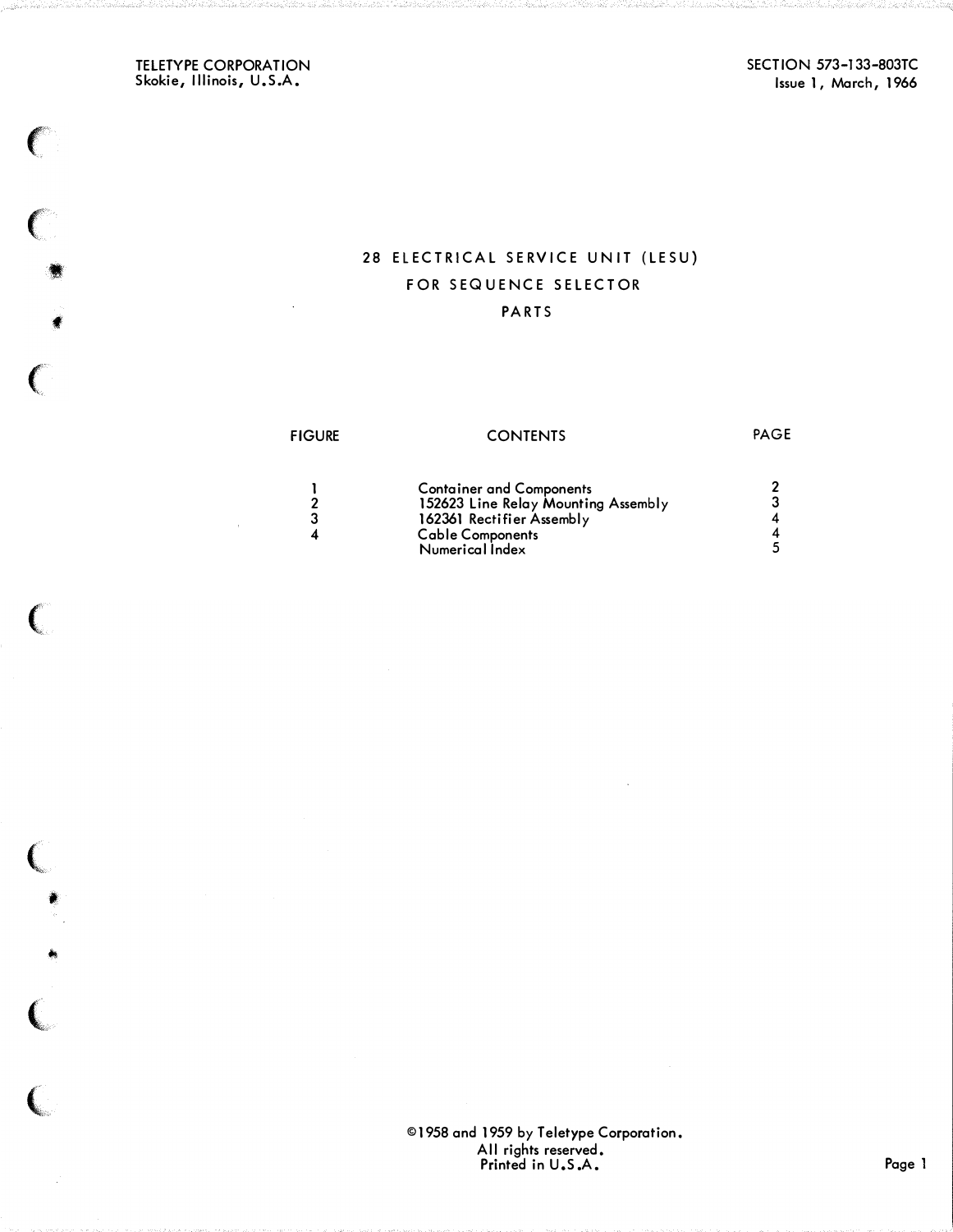TELETYPE CORPORATION
Skokie, Illinois, U.S.A.

SECTION 573-133-803TC
Issue 1, March, 1966

# 28 ELECTRICAL SERVICE UNIT (LESU) FOR SEQUENCE SELECTOR PARTS

| FIGURE | CONTENTS | PAGE |
|---|---|---|
| 1 | Container and Components | 2 |
| 2 | 152623 Line Relay Mounting Assembly | 3 |
| 3 | 162361 Rectifier Assembly | 4 |
| 4 | Cable Components | 4 |
| | Numerical Index | 5 |

©1958 and 1959 by Teletype Corporation.
All rights reserved.
Printed in U.S.A.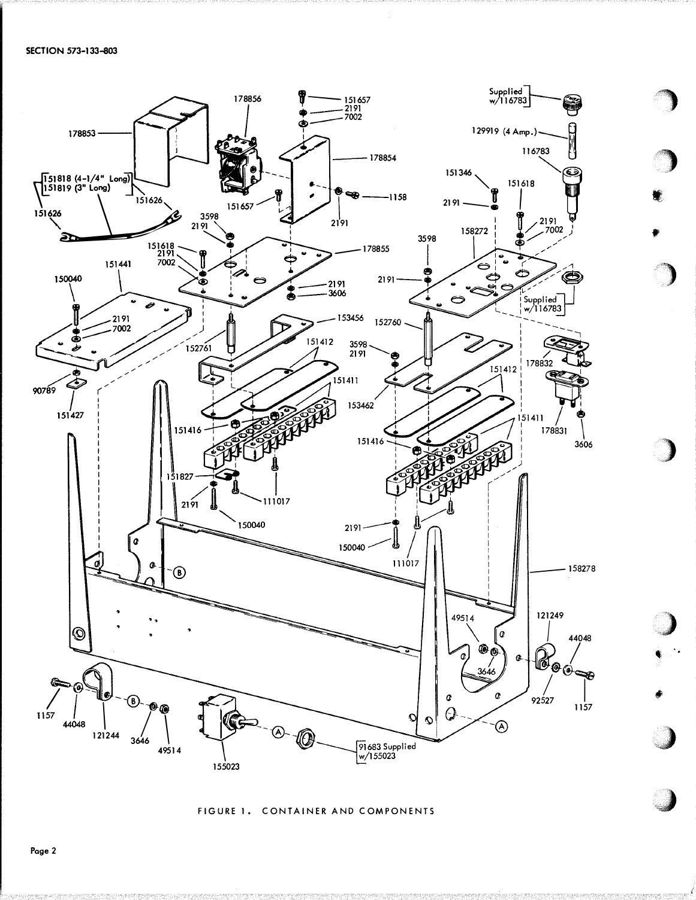151818 (4-1/4" Long)
151819 (3" Long)

Supplied w/116783

129919 (4 Amp.)

91683 Supplied w/155023

FIGURE 1. CONTAINER AND COMPONENTS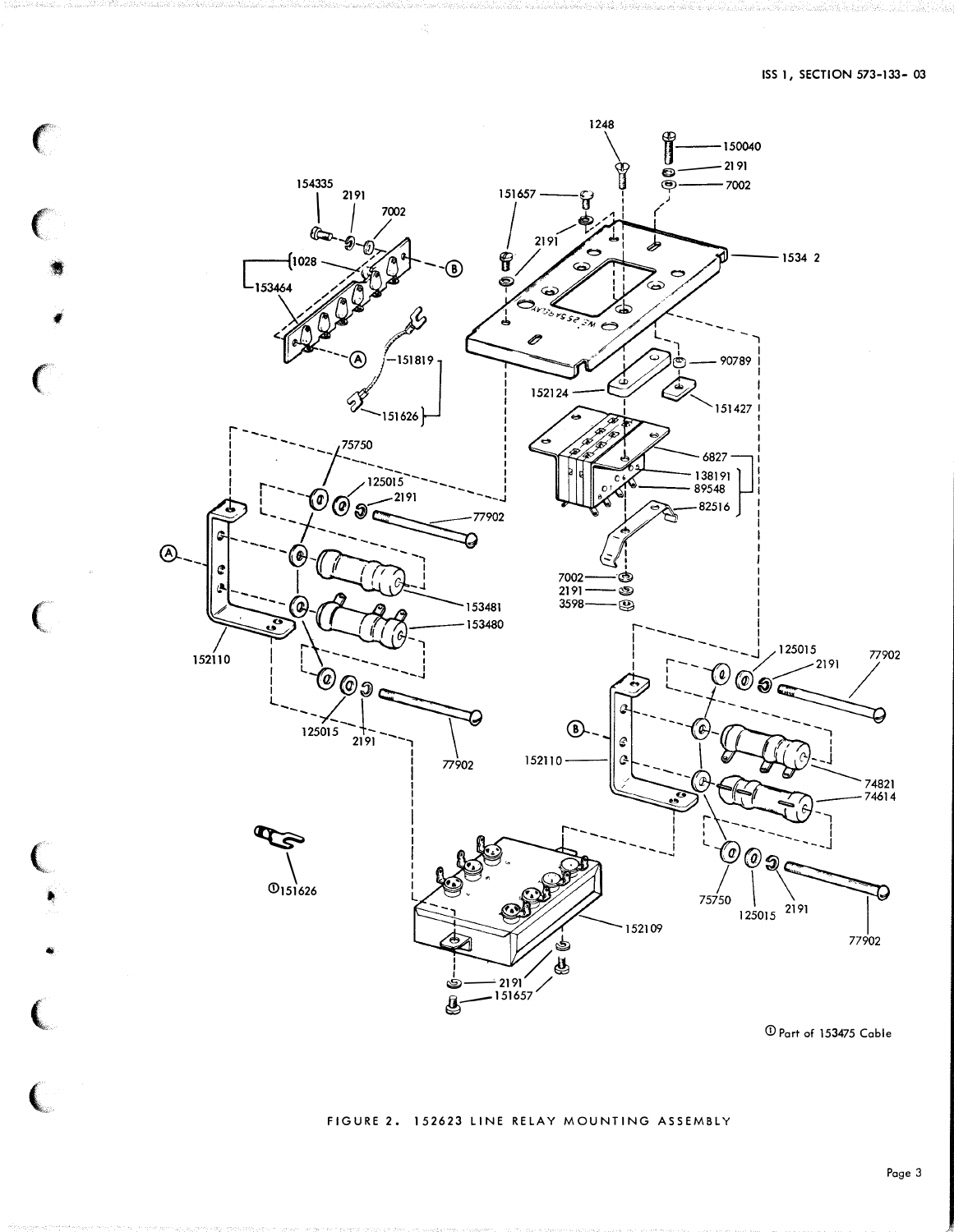1248

150040

2191

7002

154335

2191

7002

151657

2191

151657

1534 2

1028

153464

B

A

151819

151626

90789

152124

151427

6827

138191

89548

82516

75750

125015

2191

77902

A

153481

153480

7002

2191

3598

152110

125015

2191

77902

125015

2191

77902

B

152110

74821

74614

75750

125015

2191

77902

①151626

152109

2191

151657

① Part of 153475 Cable

FIGURE 2. 152623 LINE RELAY MOUNTING ASSEMBLY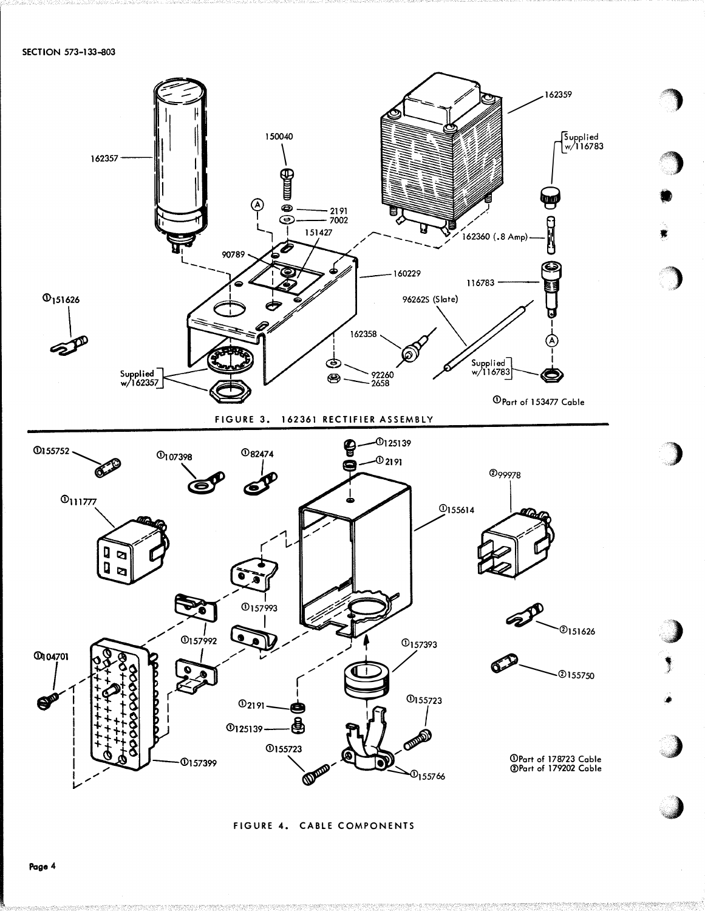162357

150040

2191

7002

151427

90789

160229

162359

Supplied w/116783

162360 (.8 Amp)

116783

96262S (Slate)

162358

92260

2658

Supplied w/116783

Supplied w/162357

①151626

①Part of 153477 Cable

FIGURE 3. 162361 RECTIFIER ASSEMBLY

①155752

①107398

①82474

①125139

①2191

①155614

②99978

①111777

①157993

①157992

①157393

②151626

②155750

①104701

①2191

①125139

①155723

①155723

①157399

①155766

①Part of 178723 Cable
②Part of 179202 Cable

FIGURE 4. CABLE COMPONENTS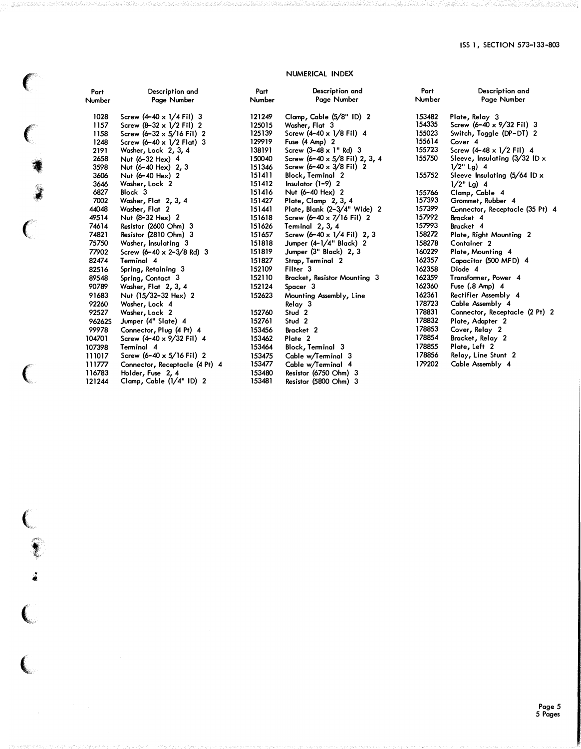## NUMERICAL INDEX

| Part Number | Description and Page Number |
|---|---|
| 1028 | Screw (4-40 x 1/4 Fil) 3 |
| 1157 | Screw (8-32 x 1/2 Fil) 2 |
| 1158 | Screw (6-32 x 5/16 Fil) 2 |
| 1248 | Screw (6-40 x 1/2 Flat) 3 |
| 2191 | Washer, Lock 2, 3, 4 |
| 2658 | Nut (6-32 Hex) 4 |
| 3598 | Nut (6-40 Hex) 2, 3 |
| 3606 | Nut (6-40 Hex) 2 |
| 3646 | Washer, Lock 2 |
| 6827 | Block 3 |
| 7002 | Washer, Flat 2, 3, 4 |
| 44048 | Washer, Flat 2 |
| 49514 | Nut (8-32 Hex) 2 |
| 74614 | Resistor (2600 Ohm) 3 |
| 74821 | Resistor (2810 Ohm) 3 |
| 75750 | Washer, Insulating 3 |
| 77902 | Screw (6-40 x 2-3/8 Rd) 3 |
| 82474 | Terminal 4 |
| 82516 | Spring, Retaining 3 |
| 89548 | Spring, Contact 3 |
| 90789 | Washer, Flat 2, 3, 4 |
| 91683 | Nut (15/32-32 Hex) 2 |
| 92260 | Washer, Lock 4 |
| 92527 | Washer, Lock 2 |
| 96262S | Jumper (4" Slate) 4 |
| 99978 | Connector, Plug (4 Pt) 4 |
| 104701 | Screw (4-40 x 9/32 Fil) 4 |
| 107398 | Terminal 4 |
| 111017 | Screw (6-40 x 5/16 Fil) 2 |
| 111777 | Connector, Receptacle (4 Pt) 4 |
| 116783 | Holder, Fuse 2, 4 |
| 121244 | Clamp, Cable (1/4" ID) 2 |
| 121249 | Clamp, Cable (5/8" ID) 2 |
| 125015 | Washer, Flat 3 |
| 125139 | Screw (4-40 x 1/8 Fil) 4 |
| 129919 | Fuse (4 Amp) 2 |
| 138191 | Screw (3-48 x 1" Rd) 3 |
| 150040 | Screw (6-40 x 5/8 Fil) 2, 3, 4 |
| 151346 | Screw (6-40 x 3/8 Fil) 2 |
| 151411 | Block, Terminal 2 |
| 151412 | Insulator (1-9) 2 |
| 151416 | Nut (6-40 Hex) 2 |
| 151427 | Plate, Clamp 2, 3, 4 |
| 151441 | Plate, Blank (2-3/4" Wide) 2 |
| 151618 | Screw (6-40 x 7/16 Fil) 2 |
| 151626 | Terminal 2, 3, 4 |
| 151657 | Screw (6-40 x 1/4 Fil) 2, 3 |
| 151818 | Jumper (4-1/4" Black) 2 |
| 151819 | Jumper (3" Black) 2, 3 |
| 151827 | Strap, Terminal 2 |
| 152109 | Filter 3 |
| 152110 | Bracket, Resistor Mounting 3 |
| 152124 | Spacer 3 |
| 152623 | Mounting Assembly, Line Relay 3 |
| 152760 | Stud 2 |
| 152761 | Stud 2 |
| 153456 | Bracket 2 |
| 153462 | Plate 2 |
| 153464 | Block, Terminal 3 |
| 153475 | Cable w/Terminal 3 |
| 153477 | Cable w/Terminal 4 |
| 153480 | Resistor (6750 Ohm) 3 |
| 153481 | Resistor (5800 Ohm) 3 |
| 153482 | Plate, Relay 3 |
| 154335 | Screw (6-40 x 9/32 Fil) 3 |
| 155023 | Switch, Toggle (DP-DT) 2 |
| 155614 | Cover 4 |
| 155723 | Screw (4-48 x 1/2 Fil) 4 |
| 155750 | Sleeve, Insulating (3/32 ID x 1/2" Lg) 4 |
| 155752 | Sleeve Insulating (5/64 ID x 1/2" Lg) 4 |
| 155766 | Clamp, Cable 4 |
| 157393 | Grommet, Rubber 4 |
| 157399 | Connector, Receptacle (35 Pt) 4 |
| 157992 | Bracket 4 |
| 157993 | Bracket 4 |
| 158272 | Plate, Right Mounting 2 |
| 158278 | Container 2 |
| 160229 | Plate, Mounting 4 |
| 162357 | Capacitor (500 MFD) 4 |
| 162358 | Diode 4 |
| 162359 | Transformer, Power 4 |
| 162360 | Fuse (.8 Amp) 4 |
| 162361 | Rectifier Assembly 4 |
| 178723 | Cable Assembly 4 |
| 178831 | Connector, Receptacle (2 Pt) 2 |
| 178832 | Plate, Adapter 2 |
| 178853 | Cover, Relay 2 |
| 178854 | Bracket, Relay 2 |
| 178855 | Plate, Left 2 |
| 178856 | Relay, Line Stunt 2 |
| 179202 | Cable Assembly 4 |